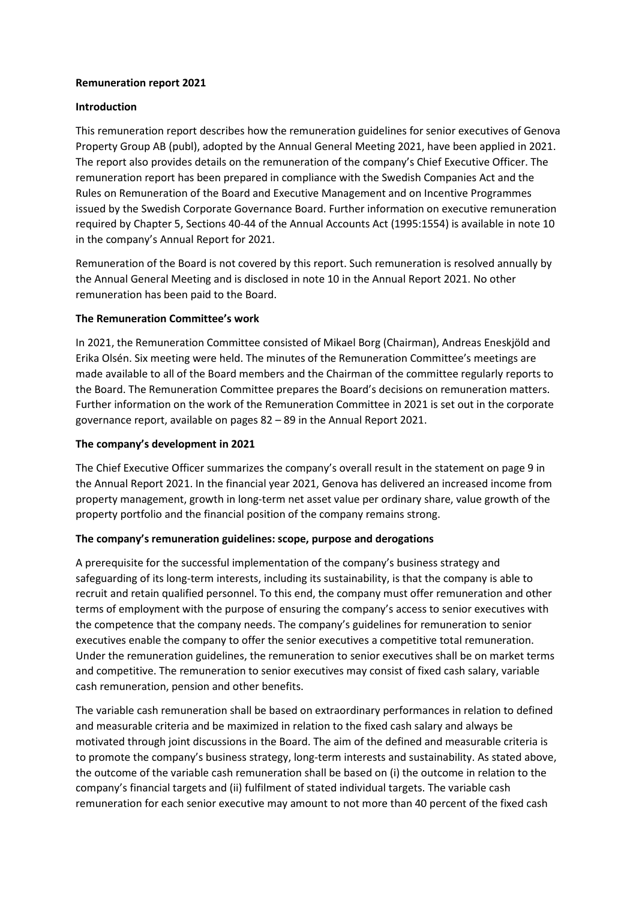# Remuneration report 2021

## Introduction

This remuneration report describes how the remuneration guidelines for senior executives of Genova Property Group AB (publ), adopted by the Annual General Meeting 2021, have been applied in 2021. The report also provides details on the remuneration of the company's Chief Executive Officer. The remuneration report has been prepared in compliance with the Swedish Companies Act and the Rules on Remuneration of the Board and Executive Management and on Incentive Programmes issued by the Swedish Corporate Governance Board. Further information on executive remuneration required by Chapter 5, Sections 40-44 of the Annual Accounts Act (1995:1554) is available in note 10 in the company's Annual Report for 2021.

Remuneration of the Board is not covered by this report. Such remuneration is resolved annually by the Annual General Meeting and is disclosed in note 10 in the Annual Report 2021. No other remuneration has been paid to the Board.

## The Remuneration Committee's work

In 2021, the Remuneration Committee consisted of Mikael Borg (Chairman), Andreas Eneskjöld and Erika Olsén. Six meeting were held. The minutes of the Remuneration Committee's meetings are made available to all of the Board members and the Chairman of the committee regularly reports to the Board. The Remuneration Committee prepares the Board's decisions on remuneration matters. Further information on the work of the Remuneration Committee in 2021 is set out in the corporate governance report, available on pages 82 – 89 in the Annual Report 2021.

## The company's development in 2021

The Chief Executive Officer summarizes the company's overall result in the statement on page 9 in the Annual Report 2021. In the financial year 2021, Genova has delivered an increased income from property management, growth in long-term net asset value per ordinary share, value growth of the property portfolio and the financial position of the company remains strong.

## The company's remuneration guidelines: scope, purpose and derogations

A prerequisite for the successful implementation of the company's business strategy and safeguarding of its long-term interests, including its sustainability, is that the company is able to recruit and retain qualified personnel. To this end, the company must offer remuneration and other terms of employment with the purpose of ensuring the company's access to senior executives with the competence that the company needs. The company's guidelines for remuneration to senior executives enable the company to offer the senior executives a competitive total remuneration. Under the remuneration guidelines, the remuneration to senior executives shall be on market terms and competitive. The remuneration to senior executives may consist of fixed cash salary, variable cash remuneration, pension and other benefits.

The variable cash remuneration shall be based on extraordinary performances in relation to defined and measurable criteria and be maximized in relation to the fixed cash salary and always be motivated through joint discussions in the Board. The aim of the defined and measurable criteria is to promote the company's business strategy, long-term interests and sustainability. As stated above, the outcome of the variable cash remuneration shall be based on (i) the outcome in relation to the company's financial targets and (ii) fulfilment of stated individual targets. The variable cash remuneration for each senior executive may amount to not more than 40 percent of the fixed cash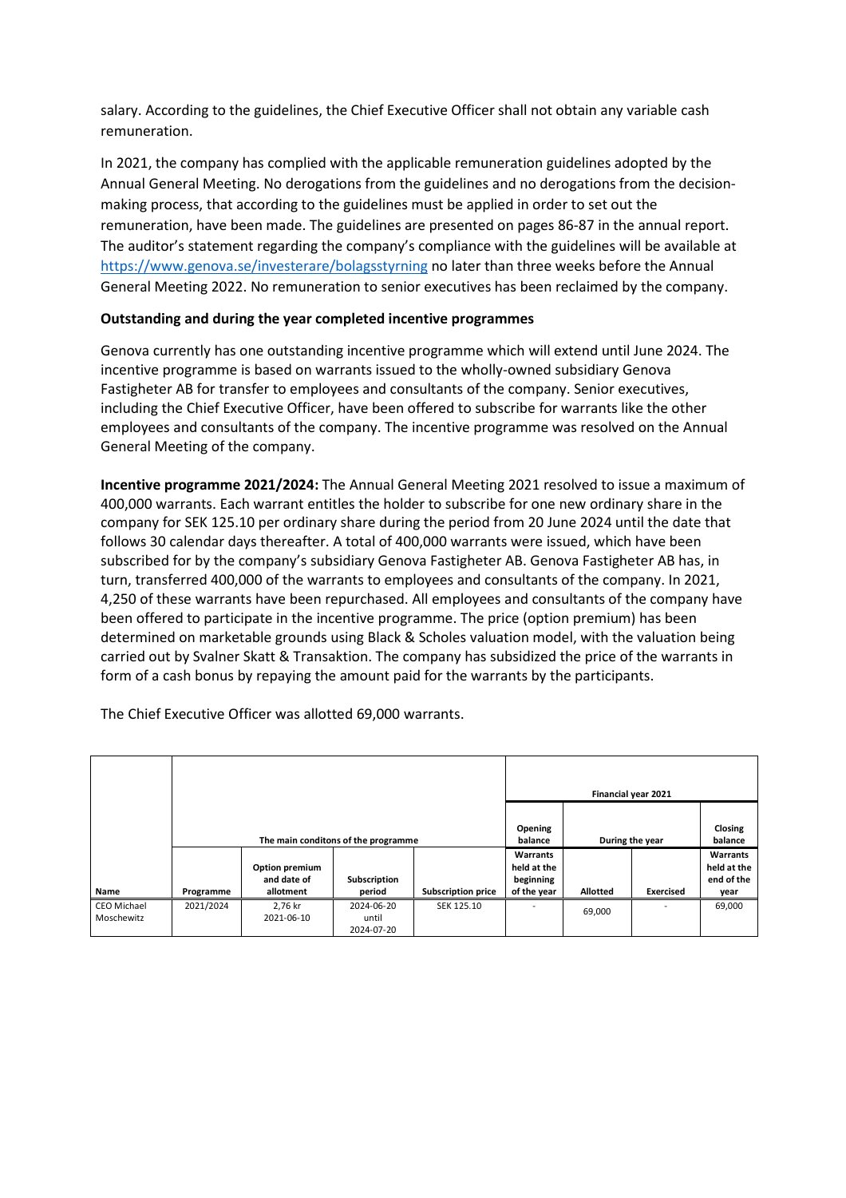salary. According to the guidelines, the Chief Executive Officer shall not obtain any variable cash remuneration.

In 2021, the company has complied with the applicable remuneration guidelines adopted by the Annual General Meeting. No derogations from the guidelines and no derogations from the decision-making process, that according to the guidelines must be applied in order to set out the remuneration, have been made. The guidelines are presented on pages 86-87 in the annual report. The auditor's statement regarding the company's compliance with the guidelines will be available at https://www.genova.se/investerare/bolagsstyrning no later than three weeks before the Annual General Meeting 2022. No remuneration to senior executives has been reclaimed by the company.

**Outstanding and during the year completed incentive programmes**

Genova currently has one outstanding incentive programme which will extend until June 2024. The incentive programme is based on warrants issued to the wholly-owned subsidiary Genova Fastigheter AB for transfer to employees and consultants of the company. Senior executives, including the Chief Executive Officer, have been offered to subscribe for warrants like the other employees and consultants of the company. The incentive programme was resolved on the Annual General Meeting of the company.

**Incentive programme 2021/2024:** The Annual General Meeting 2021 resolved to issue a maximum of 400,000 warrants. Each warrant entitles the holder to subscribe for one new ordinary share in the company for SEK 125.10 per ordinary share during the period from 20 June 2024 until the date that follows 30 calendar days thereafter. A total of 400,000 warrants were issued, which have been subscribed for by the company's subsidiary Genova Fastigheter AB. Genova Fastigheter AB has, in turn, transferred 400,000 of the warrants to employees and consultants of the company. In 2021, 4,250 of these warrants have been repurchased. All employees and consultants of the company have been offered to participate in the incentive programme. The price (option premium) has been determined on marketable grounds using Black & Scholes valuation model, with the valuation being carried out by Svalner Skatt & Transaktion. The company has subsidized the price of the warrants in form of a cash bonus by repaying the amount paid for the warrants by the participants.

The Chief Executive Officer was allotted 69,000 warrants.

| | | | | | Financial year 2021 | | | |
|---|---|---|---|---|---|---|---|---|
| | The main conditons of the programme | | | | Opening balance | During the year | | Closing balance |
| Name | Programme | Option premium and date of allotment | Subscription period | Subscription price | Warrants held at the beginning of the year | Allotted | Exercised | Warrants held at the end of the year |
| CEO Michael Moschewitz | 2021/2024 | 2,76 kr 2021-06-10 | 2024-06-20 until 2024-07-20 | SEK 125.10 | - | 69,000 | - | 69,000 |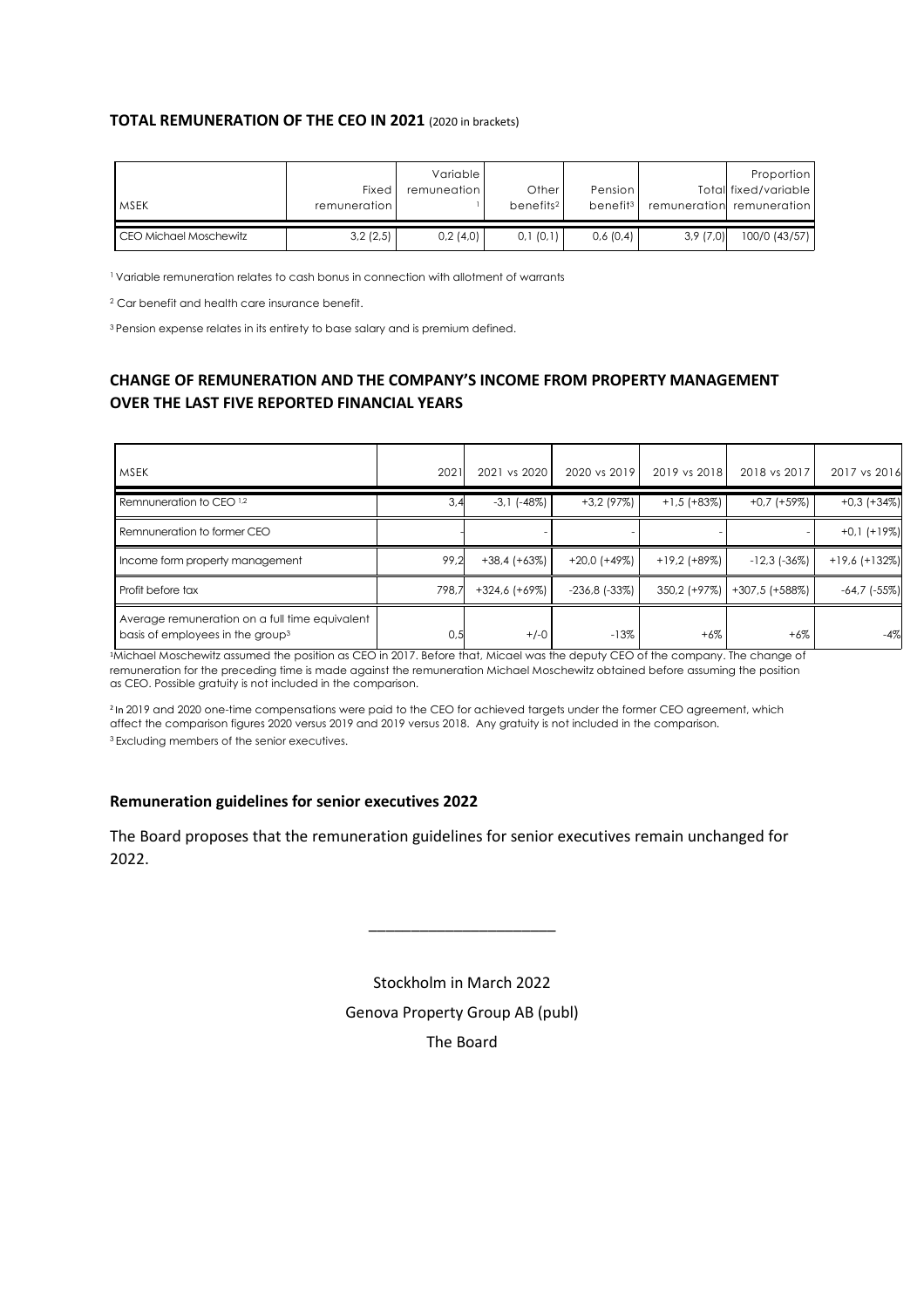**TOTAL REMUNERATION OF THE CEO IN 2021** (2020 in brackets)

| MSEK | Fixed remuneration | Variable remuneation[1] | Other benefits[2] | Pension benefit[3] | Total remuneration | Proportion fixed/variable remuneration |
|---|---|---|---|---|---|---|
| CEO Michael Moschewitz | 3,2 (2,5) | 0,2 (4,0) | 0,1 (0,1) | 0,6 (0,4) | 3,9 (7,0) | 100/0 (43/57) |

[1] Variable remuneration relates to cash bonus in connection with allotment of warrants

[2] Car benefit and health care insurance benefit.

[3] Pension expense relates in its entirety to base salary and is premium defined.

## CHANGE OF REMUNERATION AND THE COMPANY'S INCOME FROM PROPERTY MANAGEMENT OVER THE LAST FIVE REPORTED FINANCIAL YEARS

| MSEK | 2021 | 2021 vs 2020 | 2020 vs 2019 | 2019 vs 2018 | 2018 vs 2017 | 2017 vs 2016 |
|---|---|---|---|---|---|---|
| Remnuneration to CEO [1,2] | 3,4 | -3,1 (-48%) | +3,2 (97%) | +1,5 (+83%) | +0,7 (+59%) | +0,3 (+34%) |
| Remnuneration to former CEO | - | - | - | - | - | +0,1 (+19%) |
| Income form property management | 99,2 | +38,4 (+63%) | +20,0 (+49%) | +19,2 (+89%) | -12,3 (-36%) | +19,6 (+132%) |
| Profit before tax | 798,7 | +324,6 (+69%) | -236,8 (-33%) | 350,2 (+97%) | +307,5 (+588%) | -64,7 (-55%) |
| Average remuneration on a full time equivalent basis of employees in the group[3] | 0,5 | +/-0 | -13% | +6% | +6% | -4% |

[1] Michael Moschewitz assumed the position as CEO in 2017. Before that, Micael was the deputy CEO of the company. The change of remuneration for the preceding time is made against the remuneration Michael Moschewitz obtained before assuming the position as CEO. Possible gratuity is not included in the comparison.

[2] In 2019 and 2020 one-time compensations were paid to the CEO for achieved targets under the former CEO agreement, which affect the comparison figures 2020 versus 2019 and 2019 versus 2018. Any gratuity is not included in the comparison.

[3] Excluding members of the senior executives.

### Remuneration guidelines for senior executives 2022

The Board proposes that the remuneration guidelines for senior executives remain unchanged for 2022.

\_\_\_\_\_\_\_\_\_\_\_\_\_\_\_\_\_\_\_\_\_\_\_\_

Stockholm in March 2022

Genova Property Group AB (publ)

The Board